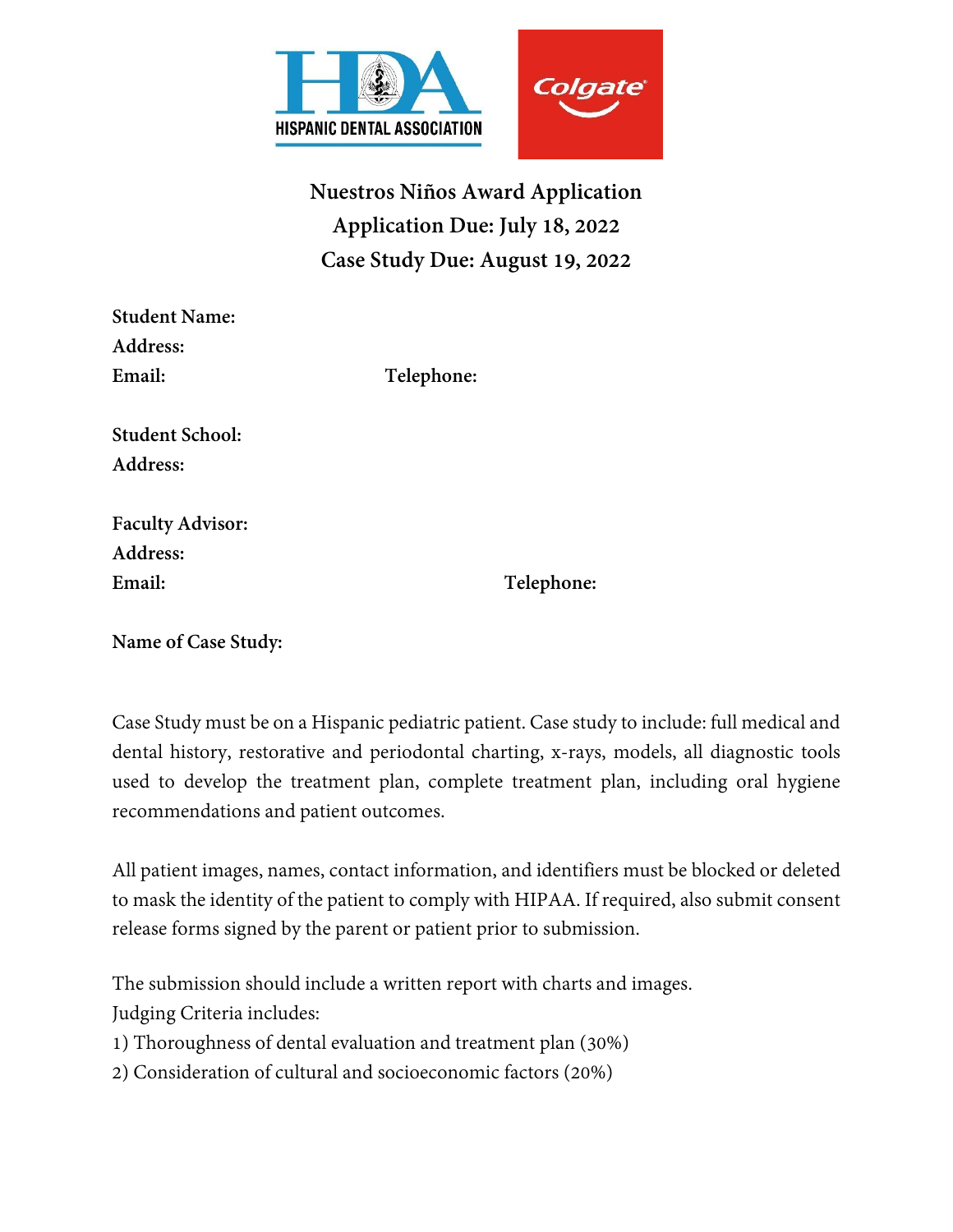HISPANIC DENTAL ASSOCIATION

Colgate

# Nuestros Niños Award Application

## Application Due: July 18, 2022

## Case Study Due: August 19, 2022

**Student Name:**

**Address:**

**Email:** **Telephone:**

**Student School:**

**Address:**

**Faculty Advisor:**

**Address:**

**Email:** **Telephone:**

**Name of Case Study:**

Case Study must be on a Hispanic pediatric patient. Case study to include: full medical and dental history, restorative and periodontal charting, x-rays, models, all diagnostic tools used to develop the treatment plan, complete treatment plan, including oral hygiene recommendations and patient outcomes.

All patient images, names, contact information, and identifiers must be blocked or deleted to mask the identity of the patient to comply with HIPAA. If required, also submit consent release forms signed by the parent or patient prior to submission.

The submission should include a written report with charts and images.

Judging Criteria includes:

1) Thoroughness of dental evaluation and treatment plan (30%)

2) Consideration of cultural and socioeconomic factors (20%)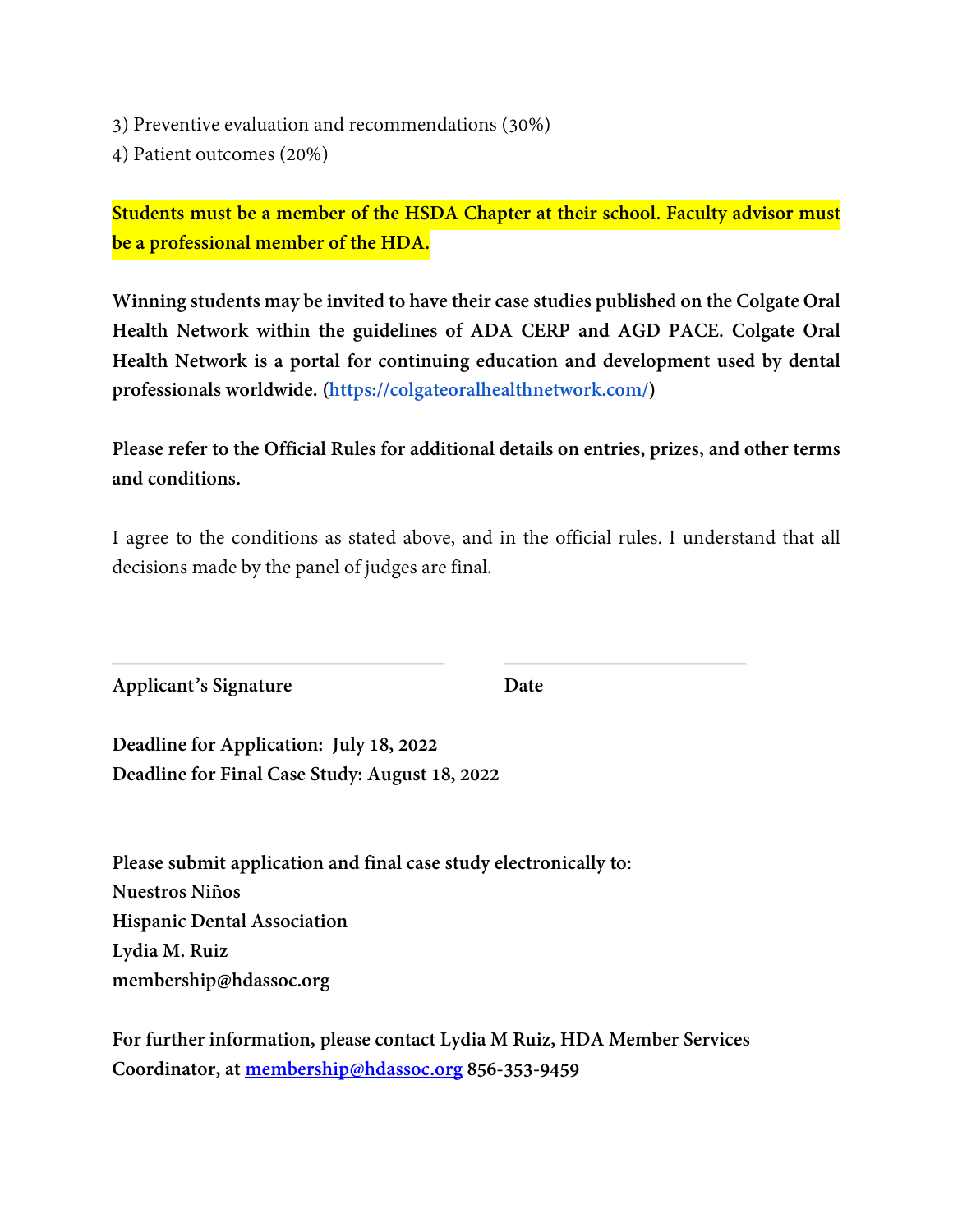3) Preventive evaluation and recommendations (30%)
4) Patient outcomes (20%)

**Students must be a member of the HSDA Chapter at their school. Faculty advisor must be a professional member of the HDA.**

**Winning students may be invited to have their case studies published on the Colgate Oral Health Network within the guidelines of ADA CERP and AGD PACE. Colgate Oral Health Network is a portal for continuing education and development used by dental professionals worldwide. ([https://colgateoralhealthnetwork.com/](https://colgateoralhealthnetwork.com/))**

**Please refer to the Official Rules for additional details on entries, prizes, and other terms and conditions.**

I agree to the conditions as stated above, and in the official rules. I understand that all decisions made by the panel of judges are final.

\_\_\_\_\_\_\_\_\_\_\_\_\_\_\_\_\_\_\_\_\_\_\_\_\_\_\_\_\_\_\_\_\_\_\_ \_\_\_\_\_\_\_\_\_\_\_\_\_\_\_\_\_\_\_\_\_\_\_\_\_\_

**Applicant's Signature** **Date**

**Deadline for Application: July 18, 2022**
**Deadline for Final Case Study: August 18, 2022**

**Please submit application and final case study electronically to:**
**Nuestros Niños**
**Hispanic Dental Association**
**Lydia M. Ruiz**
**membership@hdassoc.org**

**For further information, please contact Lydia M Ruiz, HDA Member Services Coordinator, at [membership@hdassoc.org](mailto:membership@hdassoc.org) 856-353-9459**